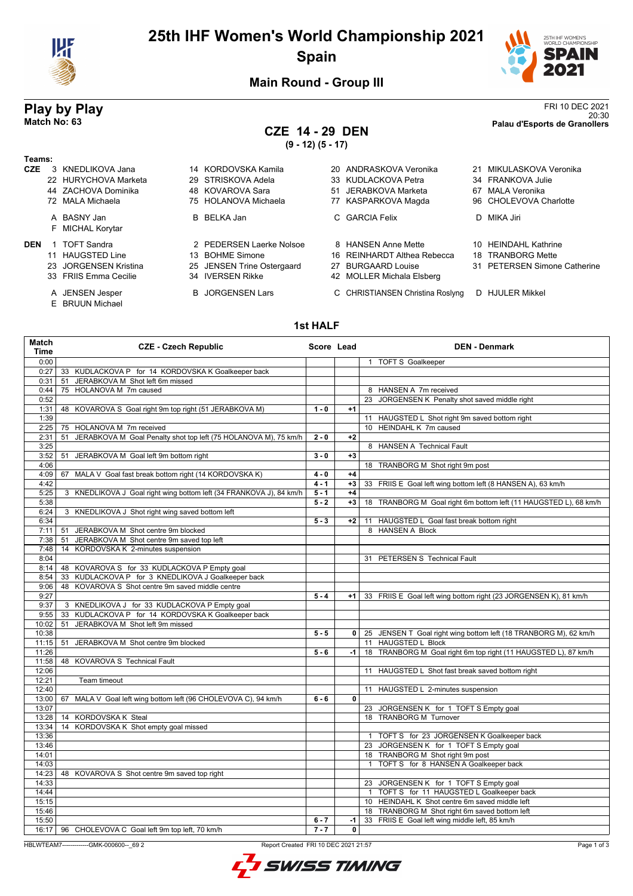# 25th IHF Women's World Championship 2021

## Spain

### Main Round - Group III

**Play by Play**
**Match No: 63**

FRI 10 DEC 2021
20:30
**Palau d'Esports de Granollers**

## CZE 14 - 29 DEN
**(9 - 12) (5 - 17)**

**Teams:**

**CZE**
3 KNEDLIKOVA Jana, 14 KORDOVSKA Kamila, 20 ANDRASKOVA Veronika, 21 MIKULASKOVA Veronika, 22 HURYCHOVA Marketa, 29 STRISKOVA Adela, 33 KUDLACKOVA Petra, 34 FRANKOVA Julie, 44 ZACHOVA Dominika, 48 KOVAROVA Sara, 51 JERABKOVA Marketa, 67 MALA Veronika, 72 MALA Michaela, 75 HOLANOVA Michaela, 77 KASPARKOVA Magda, 96 CHOLEVOVA Charlotte

A BASNY Jan, B BELKA Jan, C GARCIA Felix, D MIKA Jiri, F MICHAL Korytar

**DEN**
1 TOFT Sandra, 2 PEDERSEN Laerke Nolsoe, 8 HANSEN Anne Mette, 10 HEINDAHL Kathrine, 11 HAUGSTED Line, 13 BOHME Simone, 16 REINHARDT Althea Rebecca, 18 TRANBORG Mette, 23 JORGENSEN Kristina, 25 JENSEN Trine Ostergaard, 27 BURGAARD Louise, 31 PETERSEN Simone Catherine, 33 FRIIS Emma Cecilie, 34 IVERSEN Rikke, 42 MOLLER Michala Elsberg

A JENSEN Jesper, B JORGENSEN Lars, C CHRISTIANSEN Christina Roslyng, D HJULER Mikkel, E BRUUN Michael

### 1st HALF

| Match Time | CZE - Czech Republic | Score | Lead | DEN - Denmark |
|---|---|---|---|---|
| 0:00 | | | | 1 TOFT S Goalkeeper |
| 0:27 | 33 KUDLACKOVA P for 14 KORDOVSKA K Goalkeeper back | | | |
| 0:31 | 51 JERABKOVA M Shot left 6m missed | | | |
| 0:44 | 75 HOLANOVA M 7m caused | | | 8 HANSEN A 7m received |
| 0:52 | | | | 23 JORGENSEN K Penalty shot saved middle right |
| 1:31 | 48 KOVAROVA S Goal right 9m top right (51 JERABKOVA M) | 1 - 0 | +1 | |
| 1:39 | | | | 11 HAUGSTED L Shot right 9m saved bottom right |
| 2:25 | 75 HOLANOVA M 7m received | | | 10 HEINDAHL K 7m caused |
| 2:31 | 51 JERABKOVA M Goal Penalty shot top left (75 HOLANOVA M), 75 km/h | 2 - 0 | +2 | |
| 3:25 | | | | 8 HANSEN A Technical Fault |
| 3:52 | 51 JERABKOVA M Goal left 9m bottom right | 3 - 0 | +3 | |
| 4:06 | | | | 18 TRANBORG M Shot right 9m post |
| 4:09 | 67 MALA V Goal fast break bottom right (14 KORDOVSKA K) | 4 - 0 | +4 | |
| 4:42 | | 4 - 1 | +3 | 33 FRIIS E Goal left wing bottom left (8 HANSEN A), 63 km/h |
| 5:25 | 3 KNEDLIKOVA J Goal right wing bottom left (34 FRANKOVA J), 84 km/h | 5 - 1 | +4 | |
| 5:38 | | 5 - 2 | +3 | 18 TRANBORG M Goal right 6m bottom left (11 HAUGSTED L), 68 km/h |
| 6:24 | 3 KNEDLIKOVA J Shot right wing saved bottom left | | | |
| 6:34 | | 5 - 3 | +2 | 11 HAUGSTED L Goal fast break bottom right |
| 7:11 | 51 JERABKOVA M Shot centre 9m blocked | | | 8 HANSEN A Block |
| 7:38 | 51 JERABKOVA M Shot centre 9m saved top left | | | |
| 7:48 | 14 KORDOVSKA K 2-minutes suspension | | | |
| 8:04 | | | | 31 PETERSEN S Technical Fault |
| 8:14 | 48 KOVAROVA S for 33 KUDLACKOVA P Empty goal | | | |
| 8:54 | 33 KUDLACKOVA P for 3 KNEDLIKOVA J Goalkeeper back | | | |
| 9:06 | 48 KOVAROVA S Shot centre 9m saved middle centre | | | |
| 9:27 | | 5 - 4 | +1 | 33 FRIIS E Goal left wing bottom right (23 JORGENSEN K), 81 km/h |
| 9:37 | 3 KNEDLIKOVA J for 33 KUDLACKOVA P Empty goal | | | |
| 9:55 | 33 KUDLACKOVA P for 14 KORDOVSKA K Goalkeeper back | | | |
| 10:02 | 51 JERABKOVA M Shot left 9m missed | | | |
| 10:38 | | 5 - 5 | 0 | 25 JENSEN T Goal right wing bottom left (18 TRANBORG M), 62 km/h |
| 11:15 | 51 JERABKOVA M Shot centre 9m blocked | | | 11 HAUGSTED L Block |
| 11:26 | | 5 - 6 | -1 | 18 TRANBORG M Goal right 6m top right (11 HAUGSTED L), 87 km/h |
| 11:58 | 48 KOVAROVA S Technical Fault | | | |
| 12:06 | | | | 11 HAUGSTED L Shot fast break saved bottom right |
| 12:21 | Team timeout | | | |
| 12:40 | | | | 11 HAUGSTED L 2-minutes suspension |
| 13:00 | 67 MALA V Goal left wing bottom left (96 CHOLEVOVA C), 94 km/h | 6 - 6 | 0 | |
| 13:07 | | | | 23 JORGENSEN K for 1 TOFT S Empty goal |
| 13:28 | 14 KORDOVSKA K Steal | | | 18 TRANBORG M Turnover |
| 13:34 | 14 KORDOVSKA K Shot empty goal missed | | | |
| 13:36 | | | | 1 TOFT S for 23 JORGENSEN K Goalkeeper back |
| 13:46 | | | | 23 JORGENSEN K for 1 TOFT S Empty goal |
| 14:01 | | | | 18 TRANBORG M Shot right 9m post |
| 14:03 | | | | 1 TOFT S for 8 HANSEN A Goalkeeper back |
| 14:23 | 48 KOVAROVA S Shot centre 9m saved top right | | | |
| 14:33 | | | | 23 JORGENSEN K for 1 TOFT S Empty goal |
| 14:44 | | | | 1 TOFT S for 11 HAUGSTED L Goalkeeper back |
| 15:15 | | | | 10 HEINDAHL K Shot centre 6m saved middle left |
| 15:46 | | | | 18 TRANBORG M Shot right 6m saved bottom left |
| 15:50 | | 6 - 7 | -1 | 33 FRIIS E Goal left wing middle left, 85 km/h |
| 16:17 | 96 CHOLEVOVA C Goal left 9m top left, 70 km/h | 7 - 7 | 0 | |

HBLWTEAM7-------------GMK-000600--_69 2 Report Created FRI 10 DEC 2021 21:57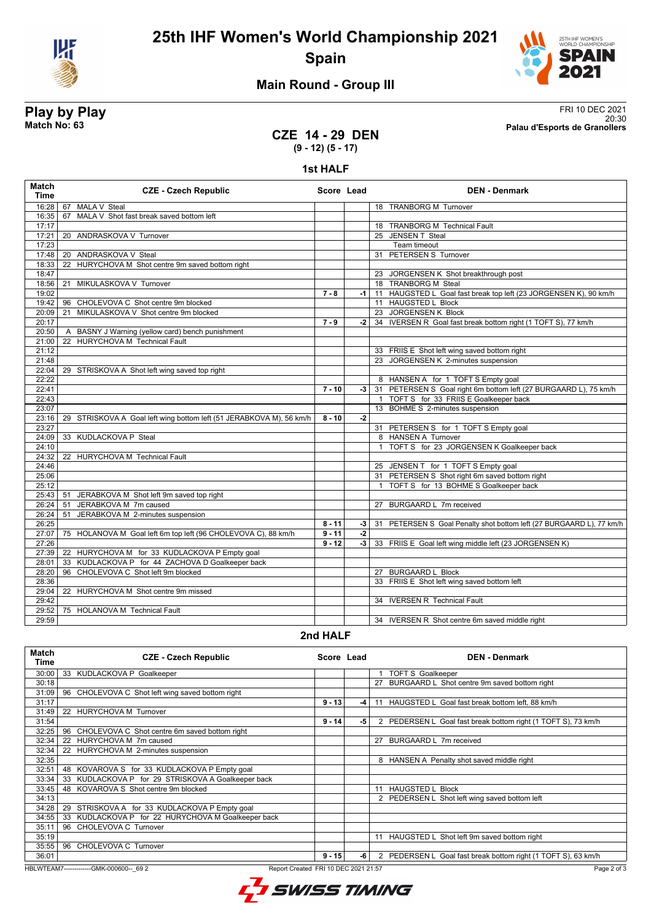# 25th IHF Women's World Championship 2021
## Spain

### Main Round - Group III

**Play by Play**
**Match No: 63**

FRI 10 DEC 2021
20:30
**Palau d'Esports de Granollers**

## CZE 14 - 29 DEN
**(9 - 12) (5 - 17)**

### 1st HALF

| Match Time | CZE - Czech Republic | Score | Lead | DEN - Denmark |
|---|---|---|---|---|
| 16:28 | 67 MALA V Steal | | | 18 TRANBORG M Turnover |
| 16:35 | 67 MALA V Shot fast break saved bottom left | | | |
| 17:17 | | | | 18 TRANBORG M Technical Fault |
| 17:21 | 20 ANDRASKOVA V Turnover | | | 25 JENSEN T Steal |
| 17:23 | | | | Team timeout |
| 17:48 | 20 ANDRASKOVA V Steal | | | 31 PETERSEN S Turnover |
| 18:33 | 22 HURYCHOVA M Shot centre 9m saved bottom right | | | |
| 18:47 | | | | 23 JORGENSEN K Shot breakthrough post |
| 18:56 | 21 MIKULASKOVA V Turnover | | | 18 TRANBORG M Steal |
| 19:02 | | 7 - 8 | -1 | 11 HAUGSTED L Goal fast break top left (23 JORGENSEN K), 90 km/h |
| 19:42 | 96 CHOLEVOVA C Shot centre 9m blocked | | | 11 HAUGSTED L Block |
| 20:09 | 21 MIKULASKOVA V Shot centre 9m blocked | | | 23 JORGENSEN K Block |
| 20:17 | | 7 - 9 | -2 | 34 IVERSEN R Goal fast break bottom right (1 TOFT S), 77 km/h |
| 20:50 | A BASNY J Warning (yellow card) bench punishment | | | |
| 21:00 | 22 HURYCHOVA M Technical Fault | | | |
| 21:12 | | | | 33 FRIIS E Shot left wing saved bottom right |
| 21:48 | | | | 23 JORGENSEN K 2-minutes suspension |
| 22:04 | 29 STRISKOVA A Shot left wing saved top right | | | |
| 22:22 | | | | 8 HANSEN A for 1 TOFT S Empty goal |
| 22:41 | | 7 - 10 | -3 | 31 PETERSEN S Goal right 6m bottom left (27 BURGAARD L), 75 km/h |
| 22:43 | | | | 1 TOFT S for 33 FRIIS E Goalkeeper back |
| 23:07 | | | | 13 BOHME S 2-minutes suspension |
| 23:16 | 29 STRISKOVA A Goal left wing bottom left (51 JERABKOVA M), 56 km/h | 8 - 10 | -2 | |
| 23:27 | | | | 31 PETERSEN S for 1 TOFT S Empty goal |
| 24:09 | 33 KUDLACKOVA P Steal | | | 8 HANSEN A Turnover |
| 24:10 | | | | 1 TOFT S for 23 JORGENSEN K Goalkeeper back |
| 24:32 | 22 HURYCHOVA M Technical Fault | | | |
| 24:46 | | | | 25 JENSEN T for 1 TOFT S Empty goal |
| 25:06 | | | | 31 PETERSEN S Shot right 6m saved bottom right |
| 25:12 | | | | 1 TOFT S for 13 BOHME S Goalkeeper back |
| 25:43 | 51 JERABKOVA M Shot left 9m saved top right | | | |
| 26:24 | 51 JERABKOVA M 7m caused | | | 27 BURGAARD L 7m received |
| 26:24 | 51 JERABKOVA M 2-minutes suspension | | | |
| 26:25 | | 8 - 11 | -3 | 31 PETERSEN S Goal Penalty shot bottom left (27 BURGAARD L), 77 km/h |
| 27:07 | 75 HOLANOVA M Goal left 6m top left (96 CHOLEVOVA C), 88 km/h | 9 - 11 | -2 | |
| 27:26 | | 9 - 12 | -3 | 33 FRIIS E Goal left wing middle left (23 JORGENSEN K) |
| 27:39 | 22 HURYCHOVA M for 33 KUDLACKOVA P Empty goal | | | |
| 28:01 | 33 KUDLACKOVA P for 44 ZACHOVA D Goalkeeper back | | | |
| 28:20 | 96 CHOLEVOVA C Shot left 9m blocked | | | 27 BURGAARD L Block |
| 28:36 | | | | 33 FRIIS E Shot left wing saved bottom left |
| 29:04 | 22 HURYCHOVA M Shot centre 9m missed | | | |
| 29:42 | | | | 34 IVERSEN R Technical Fault |
| 29:52 | 75 HOLANOVA M Technical Fault | | | |
| 29:59 | | | | 34 IVERSEN R Shot centre 6m saved middle right |

### 2nd HALF

| Match Time | CZE - Czech Republic | Score | Lead | DEN - Denmark |
|---|---|---|---|---|
| 30:00 | 33 KUDLACKOVA P Goalkeeper | | | 1 TOFT S Goalkeeper |
| 30:18 | | | | 27 BURGAARD L Shot centre 9m saved bottom right |
| 31:09 | 96 CHOLEVOVA C Shot left wing saved bottom right | | | |
| 31:17 | | 9 - 13 | -4 | 11 HAUGSTED L Goal fast break bottom left, 88 km/h |
| 31:49 | 22 HURYCHOVA M Turnover | | | |
| 31:54 | | 9 - 14 | -5 | 2 PEDERSEN L Goal fast break bottom right (1 TOFT S), 73 km/h |
| 32:25 | 96 CHOLEVOVA C Shot centre 6m saved bottom right | | | |
| 32:34 | 22 HURYCHOVA M 7m caused | | | 27 BURGAARD L 7m received |
| 32:34 | 22 HURYCHOVA M 2-minutes suspension | | | |
| 32:35 | | | | 8 HANSEN A Penalty shot saved middle right |
| 32:51 | 48 KOVAROVA S for 33 KUDLACKOVA P Empty goal | | | |
| 33:34 | 33 KUDLACKOVA P for 29 STRISKOVA A Goalkeeper back | | | |
| 33:45 | 48 KOVAROVA S Shot centre 9m blocked | | | 11 HAUGSTED L Block |
| 34:13 | | | | 2 PEDERSEN L Shot left wing saved bottom left |
| 34:28 | 29 STRISKOVA A for 33 KUDLACKOVA P Empty goal | | | |
| 34:55 | 33 KUDLACKOVA P for 22 HURYCHOVA M Goalkeeper back | | | |
| 35:11 | 96 CHOLEVOVA C Turnover | | | |
| 35:19 | | | | 11 HAUGSTED L Shot left 9m saved bottom right |
| 35:55 | 96 CHOLEVOVA C Turnover | | | |
| 36:01 | | 9 - 15 | -6 | 2 PEDERSEN L Goal fast break bottom right (1 TOFT S), 63 km/h |

HBLWTEAM7-------------GMK-000600--_69 2 Report Created FRI 10 DEC 2021 21:57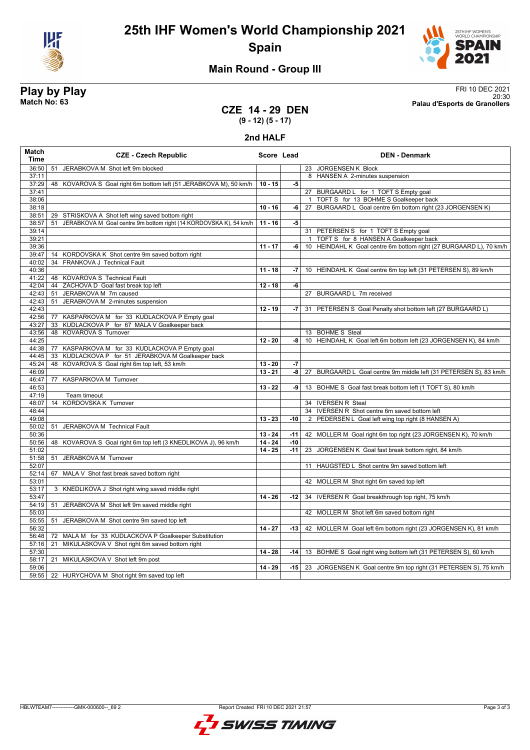# 25th IHF Women's World Championship 2021

**Spain**

## Main Round - Group III

**Play by Play**
**Match No: 63**

FRI 10 DEC 2021
20:30
**Palau d'Esports de Granollers**

## CZE 14 - 29 DEN

**(9 - 12) (5 - 17)**

### 2nd HALF

| Match Time | CZE - Czech Republic | Score | Lead | DEN - Denmark |
|---|---|---|---|---|
| 36:50 | 51 JERABKOVA M Shot left 9m blocked | | | 23 JORGENSEN K Block |
| 37:11 | | | | 8 HANSEN A 2-minutes suspension |
| 37:29 | 48 KOVAROVA S Goal right 6m bottom left (51 JERABKOVA M), 50 km/h | 10 - 15 | -5 | |
| 37:41 | | | | 27 BURGAARD L for 1 TOFT S Empty goal |
| 38:06 | | | | 1 TOFT S for 13 BOHME S Goalkeeper back |
| 38:18 | | 10 - 16 | -6 | 27 BURGAARD L Goal centre 6m bottom right (23 JORGENSEN K) |
| 38:51 | 29 STRISKOVA A Shot left wing saved bottom right | | | |
| 38:57 | 51 JERABKOVA M Goal centre 9m bottom right (14 KORDOVSKA K), 54 km/h | 11 - 16 | -5 | |
| 39:14 | | | | 31 PETERSEN S for 1 TOFT S Empty goal |
| 39:21 | | | | 1 TOFT S for 8 HANSEN A Goalkeeper back |
| 39:36 | | 11 - 17 | -6 | 10 HEINDAHL K Goal centre 6m bottom right (27 BURGAARD L), 70 km/h |
| 39:47 | 14 KORDOVSKA K Shot centre 9m saved bottom right | | | |
| 40:02 | 34 FRANKOVA J Technical Fault | | | |
| 40:36 | | 11 - 18 | -7 | 10 HEINDAHL K Goal centre 6m top left (31 PETERSEN S), 89 km/h |
| 41:22 | 48 KOVAROVA S Technical Fault | | | |
| 42:04 | 44 ZACHOVA D Goal fast break top left | 12 - 18 | -6 | |
| 42:43 | 51 JERABKOVA M 7m caused | | | 27 BURGAARD L 7m received |
| 42:43 | 51 JERABKOVA M 2-minutes suspension | | | |
| 42:43 | | 12 - 19 | -7 | 31 PETERSEN S Goal Penalty shot bottom left (27 BURGAARD L) |
| 42:56 | 77 KASPARKOVA M for 33 KUDLACKOVA P Empty goal | | | |
| 43:27 | 33 KUDLACKOVA P for 67 MALA V Goalkeeper back | | | |
| 43:56 | 48 KOVAROVA S Turnover | | | 13 BOHME S Steal |
| 44:25 | | 12 - 20 | -8 | 10 HEINDAHL K Goal left 6m bottom left (23 JORGENSEN K), 84 km/h |
| 44:38 | 77 KASPARKOVA M for 33 KUDLACKOVA P Empty goal | | | |
| 44:45 | 33 KUDLACKOVA P for 51 JERABKOVA M Goalkeeper back | | | |
| 45:24 | 48 KOVAROVA S Goal right 6m top left, 53 km/h | 13 - 20 | -7 | |
| 46:09 | | 13 - 21 | -8 | 27 BURGAARD L Goal centre 9m middle left (31 PETERSEN S), 83 km/h |
| 46:47 | 77 KASPARKOVA M Turnover | | | |
| 46:53 | | 13 - 22 | -9 | 13 BOHME S Goal fast break bottom left (1 TOFT S), 80 km/h |
| 47:19 | Team timeout | | | |
| 48:07 | 14 KORDOVSKA K Turnover | | | 34 IVERSEN R Steal |
| 48:44 | | | | 34 IVERSEN R Shot centre 6m saved bottom left |
| 49:08 | | 13 - 23 | -10 | 2 PEDERSEN L Goal left wing top right (8 HANSEN A) |
| 50:02 | 51 JERABKOVA M Technical Fault | | | |
| 50:36 | | 13 - 24 | -11 | 42 MOLLER M Goal right 6m top right (23 JORGENSEN K), 70 km/h |
| 50:56 | 48 KOVAROVA S Goal right 6m top left (3 KNEDLIKOVA J), 96 km/h | 14 - 24 | -10 | |
| 51:02 | | 14 - 25 | -11 | 23 JORGENSEN K Goal fast break bottom right, 84 km/h |
| 51:58 | 51 JERABKOVA M Turnover | | | |
| 52:07 | | | | 11 HAUGSTED L Shot centre 9m saved bottom left |
| 52:14 | 67 MALA V Shot fast break saved bottom right | | | |
| 53:01 | | | | 42 MOLLER M Shot right 6m saved top left |
| 53:17 | 3 KNEDLIKOVA J Shot right wing saved middle right | | | |
| 53:47 | | 14 - 26 | -12 | 34 IVERSEN R Goal breakthrough top right, 75 km/h |
| 54:19 | 51 JERABKOVA M Shot left 9m saved middle right | | | |
| 55:03 | | | | 42 MOLLER M Shot left 6m saved bottom right |
| 55:55 | 51 JERABKOVA M Shot centre 9m saved top left | | | |
| 56:32 | | 14 - 27 | -13 | 42 MOLLER M Goal left 6m bottom right (23 JORGENSEN K), 81 km/h |
| 56:48 | 72 MALA M for 33 KUDLACKOVA P Goalkeeper Substitution | | | |
| 57:16 | 21 MIKULASKOVA V Shot right 6m saved bottom right | | | |
| 57:30 | | 14 - 28 | -14 | 13 BOHME S Goal right wing bottom left (31 PETERSEN S), 60 km/h |
| 58:17 | 21 MIKULASKOVA V Shot left 9m post | | | |
| 59:06 | | 14 - 29 | -15 | 23 JORGENSEN K Goal centre 9m top right (31 PETERSEN S), 75 km/h |
| 59:55 | 22 HURYCHOVA M Shot right 9m saved top left | | | |

HBLWTEAM7--------------GMK-000600--_69 2 Report Created FRI 10 DEC 2021 21:57